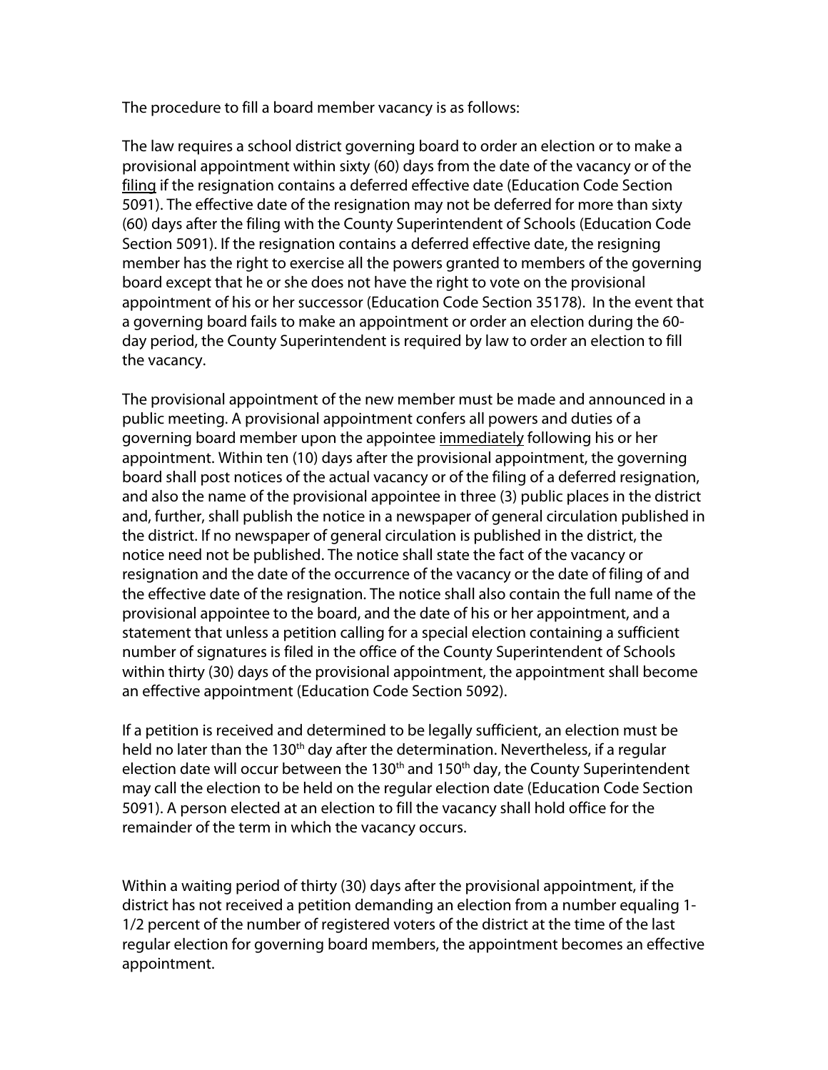The procedure to fill a board member vacancy is as follows:

The law requires a school district governing board to order an election or to make a provisional appointment within sixty (60) days from the date of the vacancy or of the filing if the resignation contains a deferred effective date (Education Code Section 5091). The effective date of the resignation may not be deferred for more than sixty (60) days after the filing with the County Superintendent of Schools (Education Code Section 5091). If the resignation contains a deferred effective date, the resigning member has the right to exercise all the powers granted to members of the governing board except that he or she does not have the right to vote on the provisional appointment of his or her successor (Education Code Section 35178). In the event that a governing board fails to make an appointment or order an election during the 60-day period, the County Superintendent is required by law to order an election to fill the vacancy.

The provisional appointment of the new member must be made and announced in a public meeting. A provisional appointment confers all powers and duties of a governing board member upon the appointee immediately following his or her appointment. Within ten (10) days after the provisional appointment, the governing board shall post notices of the actual vacancy or of the filing of a deferred resignation, and also the name of the provisional appointee in three (3) public places in the district and, further, shall publish the notice in a newspaper of general circulation published in the district. If no newspaper of general circulation is published in the district, the notice need not be published. The notice shall state the fact of the vacancy or resignation and the date of the occurrence of the vacancy or the date of filing of and the effective date of the resignation. The notice shall also contain the full name of the provisional appointee to the board, and the date of his or her appointment, and a statement that unless a petition calling for a special election containing a sufficient number of signatures is filed in the office of the County Superintendent of Schools within thirty (30) days of the provisional appointment, the appointment shall become an effective appointment (Education Code Section 5092).

If a petition is received and determined to be legally sufficient, an election must be held no later than the 130th day after the determination. Nevertheless, if a regular election date will occur between the 130th and 150th day, the County Superintendent may call the election to be held on the regular election date (Education Code Section 5091). A person elected at an election to fill the vacancy shall hold office for the remainder of the term in which the vacancy occurs.

Within a waiting period of thirty (30) days after the provisional appointment, if the district has not received a petition demanding an election from a number equaling 1-1/2 percent of the number of registered voters of the district at the time of the last regular election for governing board members, the appointment becomes an effective appointment.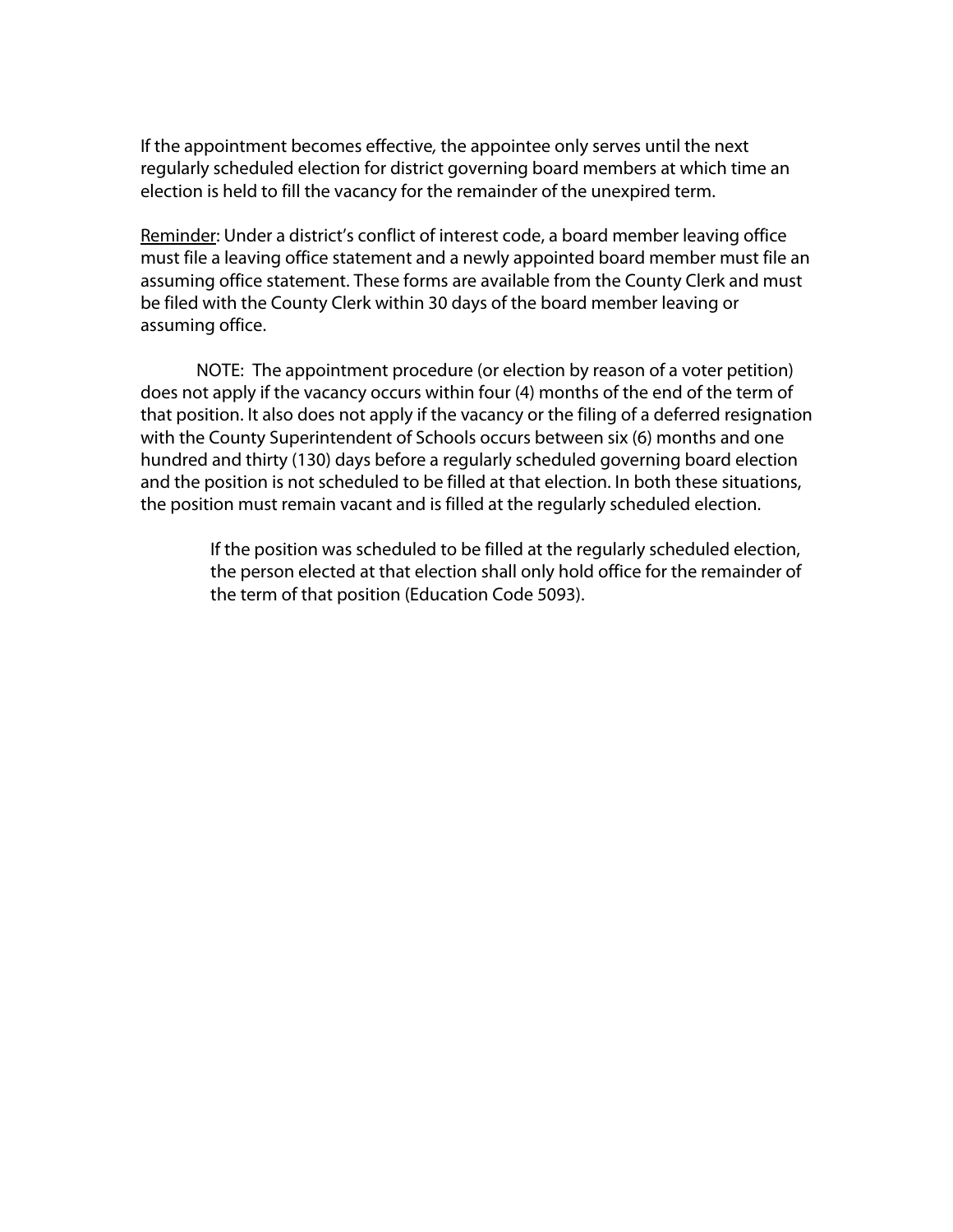If the appointment becomes effective, the appointee only serves until the next regularly scheduled election for district governing board members at which time an election is held to fill the vacancy for the remainder of the unexpired term.

<u>Reminder</u>: Under a district's conflict of interest code, a board member leaving office must file a leaving office statement and a newly appointed board member must file an assuming office statement. These forms are available from the County Clerk and must be filed with the County Clerk within 30 days of the board member leaving or assuming office.

NOTE: The appointment procedure (or election by reason of a voter petition) does not apply if the vacancy occurs within four (4) months of the end of the term of that position. It also does not apply if the vacancy or the filing of a deferred resignation with the County Superintendent of Schools occurs between six (6) months and one hundred and thirty (130) days before a regularly scheduled governing board election and the position is not scheduled to be filled at that election. In both these situations, the position must remain vacant and is filled at the regularly scheduled election.

> If the position was scheduled to be filled at the regularly scheduled election, the person elected at that election shall only hold office for the remainder of the term of that position (Education Code 5093).